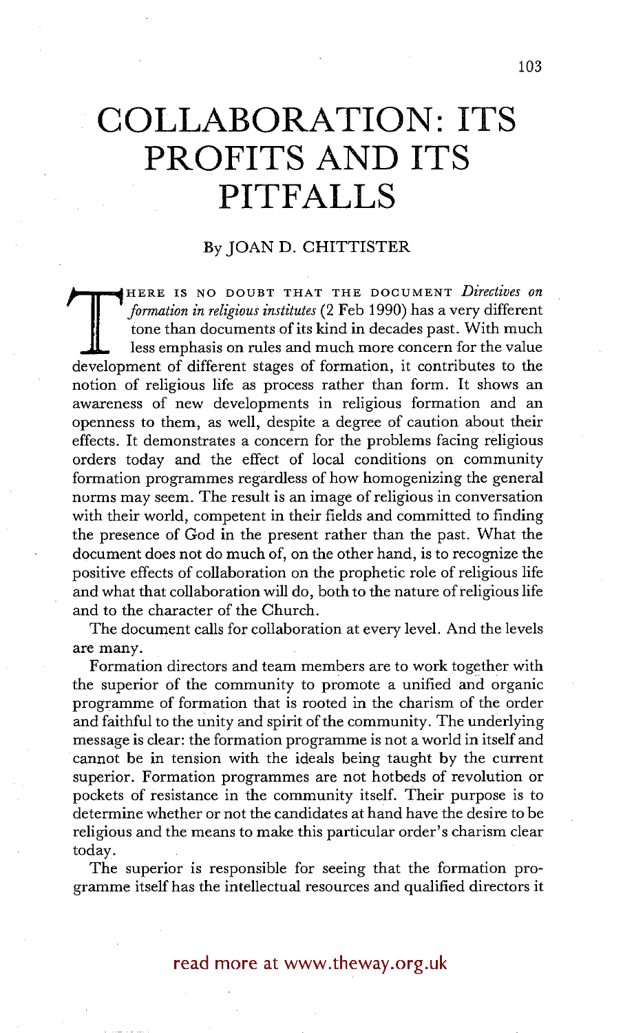# COLLABORATION: ITS PROFITS AND ITS PITFALLS

By JOAN D. CHITTISTER

THERE IS NO DOUBT THAT THE DOCUMENT *Directives on formation in religious institutes* (2 Feb 1990) has a very different tone than documents of its kind in decades past. With much less emphasis on rules and much more concern for the value development of different stages of formation, it contributes to the notion of religious life as process rather than form. It shows an awareness of new developments in religious formation and an openness to them, as well, despite a degree of caution about their effects. It demonstrates a concern for the problems facing religious orders today and the effect of local conditions on community formation programmes regardless of how homogenizing the general norms may seem. The result is an image of religious in conversation with their world, competent in their fields and committed to finding the presence of God in the present rather than the past. What the document does not do much of, on the other hand, is to recognize the positive effects of collaboration on the prophetic role of religious life and what that collaboration will do, both to the nature of religious life and to the character of the Church.

The document calls for collaboration at every level. And the levels are many.

Formation directors and team members are to work together with the superior of the community to promote a unified and organic programme of formation that is rooted in the charism of the order and faithful to the unity and spirit of the community. The underlying message is clear: the formation programme is not a world in itself and cannot be in tension with the ideals being taught by the current superior. Formation programmes are not hotbeds of revolution or pockets of resistance in the community itself. Their purpose is to determine whether or not the candidates at hand have the desire to be religious and the means to make this particular order's charism clear today.

The superior is responsible for seeing that the formation programme itself has the intellectual resources and qualified directors it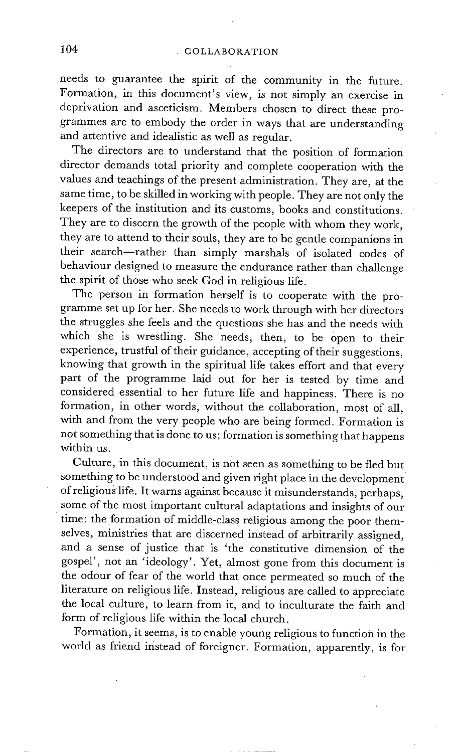needs to guarantee the spirit of the community in the future. Formation, in this document's view, is not simply an exercise in deprivation and asceticism. Members chosen to direct these programmes are to embody the order in ways that are understanding and attentive and idealistic as well as regular.

The directors are to understand that the position of formation director demands total priority and complete cooperation with the values and teachings of the present administration. They are, at the same time, to be skilled in working with people. They are not only the keepers of the institution and its customs, books and constitutions. They are to discern the growth of the people with whom they work, they are to attend to their souls, they are to be gentle companions in their search—rather than simply marshals of isolated codes of behaviour designed to measure the endurance rather than challenge the spirit of those who seek God in religious life.

The person in formation herself is to cooperate with the programme set up for her. She needs to work through with her directors the struggles she feels and the questions she has and the needs with which she is wrestling. She needs, then, to be open to their experience, trustful of their guidance, accepting of their suggestions, knowing that growth in the spiritual life takes effort and that every part of the programme laid out for her is tested by time and considered essential to her future life and happiness. There is no formation, in other words, without the collaboration, most of all, with and from the very people who are being formed. Formation is not something that is done to us; formation is something that happens within us.

Culture, in this document, is not seen as something to be fled but something to be understood and given right place in the development of religious life. It warns against because it misunderstands, perhaps, some of the most important cultural adaptations and insights of our time: the formation of middle-class religious among the poor themselves, ministries that are discerned instead of arbitrarily assigned, and a sense of justice that is 'the constitutive dimension of the gospel', not an 'ideology'. Yet, almost gone from this document is the odour of fear of the world that once permeated so much of the literature on religious life. Instead, religious are called to appreciate the local culture, to learn from it, and to inculturate the faith and form of religious life within the local church.

Formation, it seems, is to enable young religious to function in the world as friend instead of foreigner. Formation, apparently, is for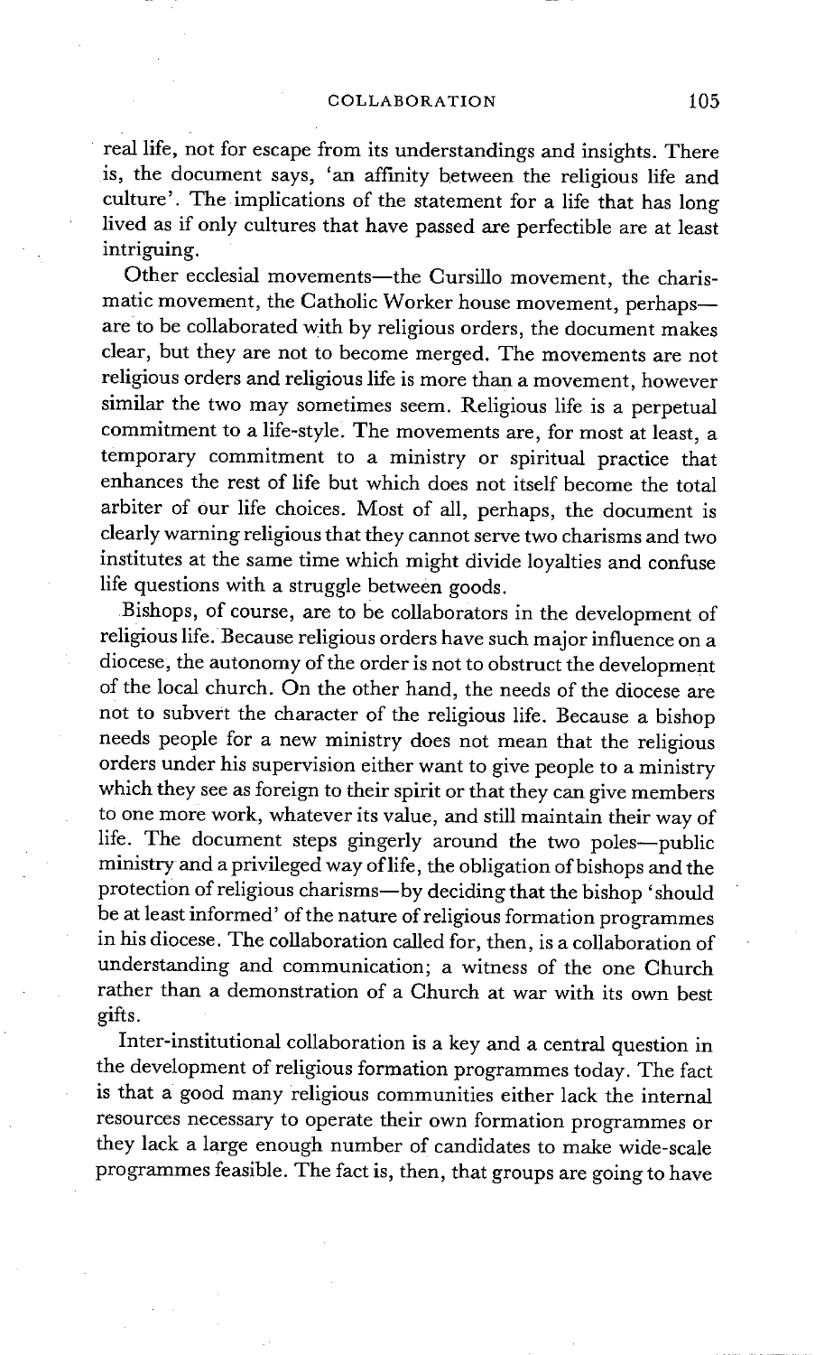real life, not for escape from its understandings and insights. There is, the document says, 'an affinity between the religious life and culture'. The implications of the statement for a life that has long lived as if only cultures that have passed are perfectible are at least intriguing.

Other ecclesial movements—the Cursillo movement, the charismatic movement, the Catholic Worker house movement, perhaps—are to be collaborated with by religious orders, the document makes clear, but they are not to become merged. The movements are not religious orders and religious life is more than a movement, however similar the two may sometimes seem. Religious life is a perpetual commitment to a life-style. The movements are, for most at least, a temporary commitment to a ministry or spiritual practice that enhances the rest of life but which does not itself become the total arbiter of our life choices. Most of all, perhaps, the document is clearly warning religious that they cannot serve two charisms and two institutes at the same time which might divide loyalties and confuse life questions with a struggle between goods.

Bishops, of course, are to be collaborators in the development of religious life. Because religious orders have such major influence on a diocese, the autonomy of the order is not to obstruct the development of the local church. On the other hand, the needs of the diocese are not to subvert the character of the religious life. Because a bishop needs people for a new ministry does not mean that the religious orders under his supervision either want to give people to a ministry which they see as foreign to their spirit or that they can give members to one more work, whatever its value, and still maintain their way of life. The document steps gingerly around the two poles—public ministry and a privileged way of life, the obligation of bishops and the protection of religious charisms—by deciding that the bishop 'should be at least informed' of the nature of religious formation programmes in his diocese. The collaboration called for, then, is a collaboration of understanding and communication; a witness of the one Church rather than a demonstration of a Church at war with its own best gifts.

Inter-institutional collaboration is a key and a central question in the development of religious formation programmes today. The fact is that a good many religious communities either lack the internal resources necessary to operate their own formation programmes or they lack a large enough number of candidates to make wide-scale programmes feasible. The fact is, then, that groups are going to have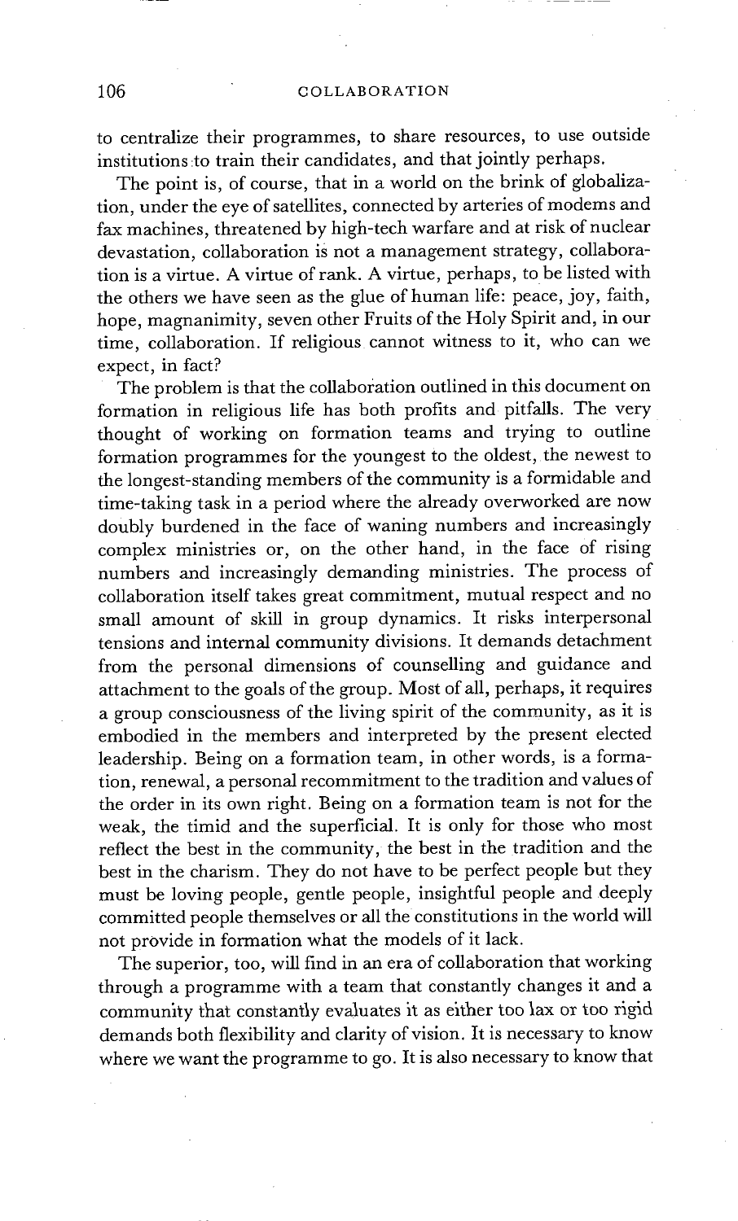to centralize their programmes, to share resources, to use outside institutions to train their candidates, and that jointly perhaps.

The point is, of course, that in a world on the brink of globalization, under the eye of satellites, connected by arteries of modems and fax machines, threatened by high-tech warfare and at risk of nuclear devastation, collaboration is not a management strategy, collaboration is a virtue. A virtue of rank. A virtue, perhaps, to be listed with the others we have seen as the glue of human life: peace, joy, faith, hope, magnanimity, seven other Fruits of the Holy Spirit and, in our time, collaboration. If religious cannot witness to it, who can we expect, in fact?

The problem is that the collaboration outlined in this document on formation in religious life has both profits and pitfalls. The very thought of working on formation teams and trying to outline formation programmes for the youngest to the oldest, the newest to the longest-standing members of the community is a formidable and time-taking task in a period where the already overworked are now doubly burdened in the face of waning numbers and increasingly complex ministries or, on the other hand, in the face of rising numbers and increasingly demanding ministries. The process of collaboration itself takes great commitment, mutual respect and no small amount of skill in group dynamics. It risks interpersonal tensions and internal community divisions. It demands detachment from the personal dimensions of counselling and guidance and attachment to the goals of the group. Most of all, perhaps, it requires a group consciousness of the living spirit of the community, as it is embodied in the members and interpreted by the present elected leadership. Being on a formation team, in other words, is a formation, renewal, a personal recommitment to the tradition and values of the order in its own right. Being on a formation team is not for the weak, the timid and the superficial. It is only for those who most reflect the best in the community, the best in the tradition and the best in the charism. They do not have to be perfect people but they must be loving people, gentle people, insightful people and deeply committed people themselves or all the constitutions in the world will not provide in formation what the models of it lack.

The superior, too, will find in an era of collaboration that working through a programme with a team that constantly changes it and a community that constantly evaluates it as either too lax or too rigid demands both flexibility and clarity of vision. It is necessary to know where we want the programme to go. It is also necessary to know that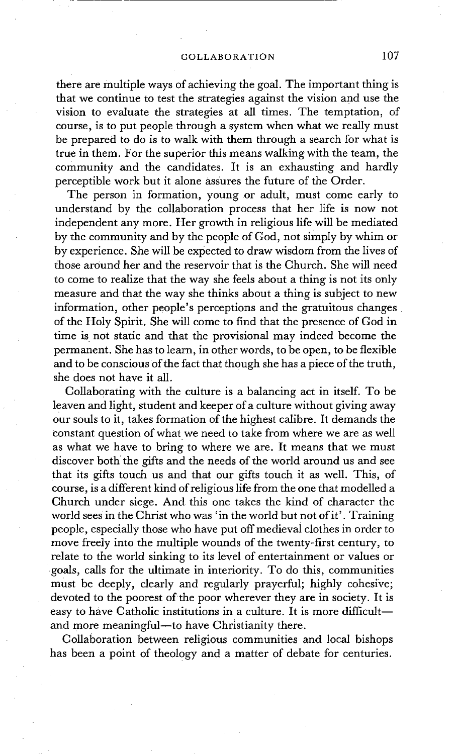there are multiple ways of achieving the goal. The important thing is that we continue to test the strategies against the vision and use the vision to evaluate the strategies at all times. The temptation, of course, is to put people through a system when what we really must be prepared to do is to walk with them through a search for what is true in them. For the superior this means walking with the team, the community and the candidates. It is an exhausting and hardly perceptible work but it alone assures the future of the Order.

The person in formation, young or adult, must come early to understand by the collaboration process that her life is now not independent any more. Her growth in religious life will be mediated by the community and by the people of God, not simply by whim or by experience. She will be expected to draw wisdom from the lives of those around her and the reservoir that is the Church. She will need to come to realize that the way she feels about a thing is not its only measure and that the way she thinks about a thing is subject to new information, other people's perceptions and the gratuitous changes of the Holy Spirit. She will come to find that the presence of God in time is not static and that the provisional may indeed become the permanent. She has to learn, in other words, to be open, to be flexible and to be conscious of the fact that though she has a piece of the truth, she does not have it all.

Collaborating with the culture is a balancing act in itself. To be leaven and light, student and keeper of a culture without giving away our souls to it, takes formation of the highest calibre. It demands the constant question of what we need to take from where we are as well as what we have to bring to where we are. It means that we must discover both the gifts and the needs of the world around us and see that its gifts touch us and that our gifts touch it as well. This, of course, is a different kind of religious life from the one that modelled a Church under siege. And this one takes the kind of character the world sees in the Christ who was 'in the world but not of it'. Training people, especially those who have put off medieval clothes in order to move freely into the multiple wounds of the twenty-first century, to relate to the world sinking to its level of entertainment or values or goals, calls for the ultimate in interiority. To do this, communities must be deeply, clearly and regularly prayerful; highly cohesive; devoted to the poorest of the poor wherever they are in society. It is easy to have Catholic institutions in a culture. It is more difficult—and more meaningful—to have Christianity there.

Collaboration between religious communities and local bishops has been a point of theology and a matter of debate for centuries.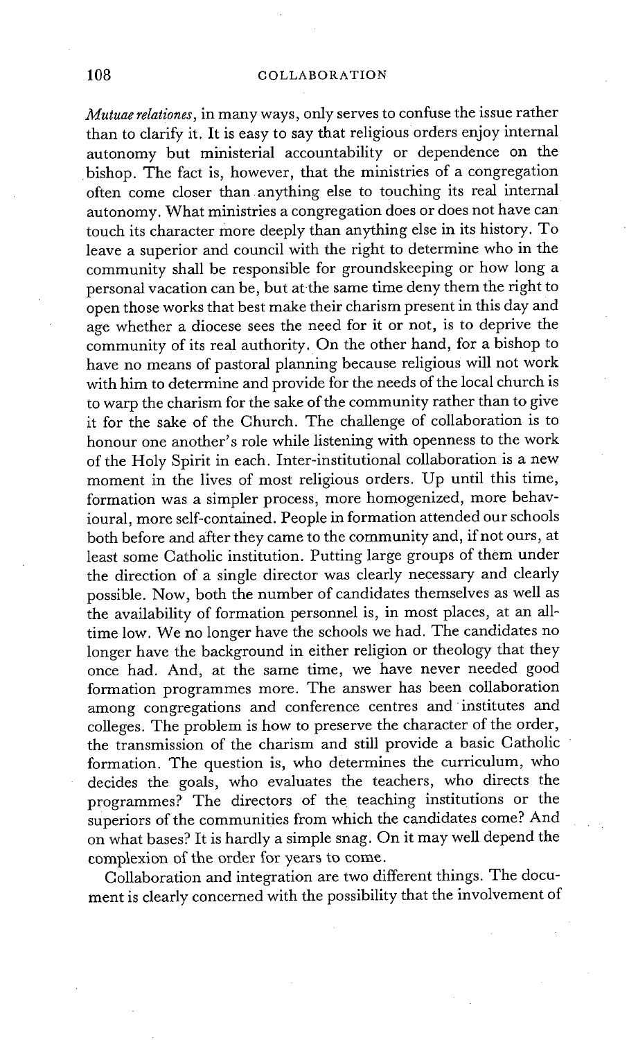*Mutuae relationes*, in many ways, only serves to confuse the issue rather than to clarify it. It is easy to say that religious orders enjoy internal autonomy but ministerial accountability or dependence on the bishop. The fact is, however, that the ministries of a congregation often come closer than anything else to touching its real internal autonomy. What ministries a congregation does or does not have can touch its character more deeply than anything else in its history. To leave a superior and council with the right to determine who in the community shall be responsible for groundskeeping or how long a personal vacation can be, but at the same time deny them the right to open those works that best make their charism present in this day and age whether a diocese sees the need for it or not, is to deprive the community of its real authority. On the other hand, for a bishop to have no means of pastoral planning because religious will not work with him to determine and provide for the needs of the local church is to warp the charism for the sake of the community rather than to give it for the sake of the Church. The challenge of collaboration is to honour one another's role while listening with openness to the work of the Holy Spirit in each. Inter-institutional collaboration is a new moment in the lives of most religious orders. Up until this time, formation was a simpler process, more homogenized, more behavioural, more self-contained. People in formation attended our schools both before and after they came to the community and, if not ours, at least some Catholic institution. Putting large groups of them under the direction of a single director was clearly necessary and clearly possible. Now, both the number of candidates themselves as well as the availability of formation personnel is, in most places, at an all-time low. We no longer have the schools we had. The candidates no longer have the background in either religion or theology that they once had. And, at the same time, we have never needed good formation programmes more. The answer has been collaboration among congregations and conference centres and institutes and colleges. The problem is how to preserve the character of the order, the transmission of the charism and still provide a basic Catholic formation. The question is, who determines the curriculum, who decides the goals, who evaluates the teachers, who directs the programmes? The directors of the teaching institutions or the superiors of the communities from which the candidates come? And on what bases? It is hardly a simple snag. On it may well depend the complexion of the order for years to come.

Collaboration and integration are two different things. The document is clearly concerned with the possibility that the involvement of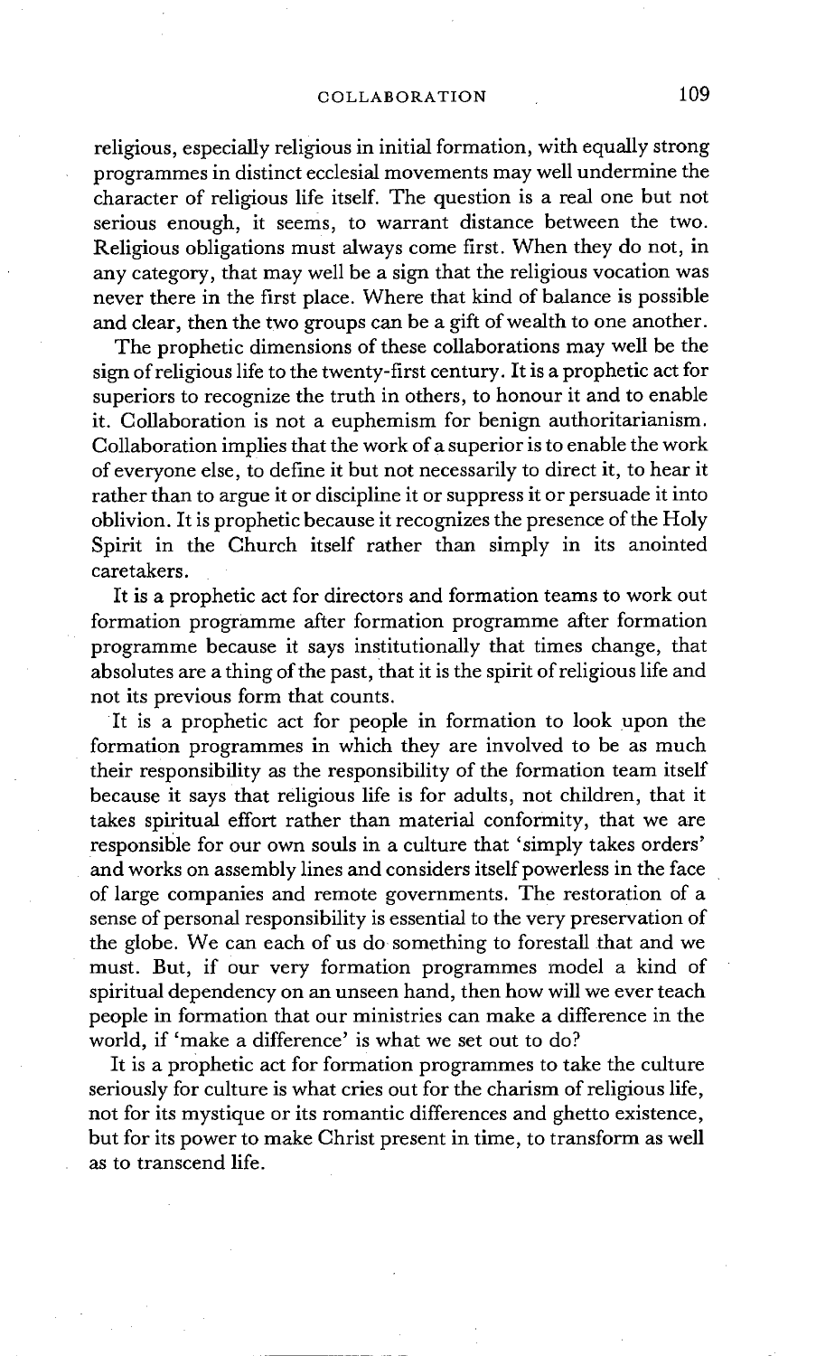religious, especially religious in initial formation, with equally strong programmes in distinct ecclesial movements may well undermine the character of religious life itself. The question is a real one but not serious enough, it seems, to warrant distance between the two. Religious obligations must always come first. When they do not, in any category, that may well be a sign that the religious vocation was never there in the first place. Where that kind of balance is possible and clear, then the two groups can be a gift of wealth to one another.

The prophetic dimensions of these collaborations may well be the sign of religious life to the twenty-first century. It is a prophetic act for superiors to recognize the truth in others, to honour it and to enable it. Collaboration is not a euphemism for benign authoritarianism. Collaboration implies that the work of a superior is to enable the work of everyone else, to define it but not necessarily to direct it, to hear it rather than to argue it or discipline it or suppress it or persuade it into oblivion. It is prophetic because it recognizes the presence of the Holy Spirit in the Church itself rather than simply in its anointed caretakers.

It is a prophetic act for directors and formation teams to work out formation programme after formation programme after formation programme because it says institutionally that times change, that absolutes are a thing of the past, that it is the spirit of religious life and not its previous form that counts.

It is a prophetic act for people in formation to look upon the formation programmes in which they are involved to be as much their responsibility as the responsibility of the formation team itself because it says that religious life is for adults, not children, that it takes spiritual effort rather than material conformity, that we are responsible for our own souls in a culture that 'simply takes orders' and works on assembly lines and considers itself powerless in the face of large companies and remote governments. The restoration of a sense of personal responsibility is essential to the very preservation of the globe. We can each of us do something to forestall that and we must. But, if our very formation programmes model a kind of spiritual dependency on an unseen hand, then how will we ever teach people in formation that our ministries can make a difference in the world, if 'make a difference' is what we set out to do?

It is a prophetic act for formation programmes to take the culture seriously for culture is what cries out for the charism of religious life, not for its mystique or its romantic differences and ghetto existence, but for its power to make Christ present in time, to transform as well as to transcend life.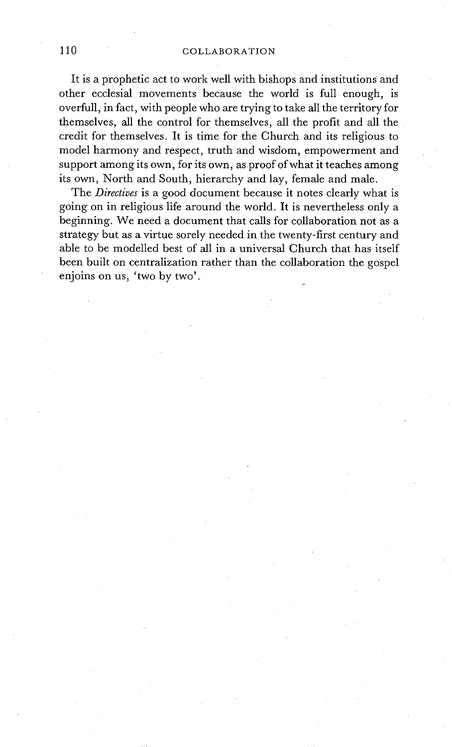It is a prophetic act to work well with bishops and institutions and other ecclesial movements because the world is full enough, is overfull, in fact, with people who are trying to take all the territory for themselves, all the control for themselves, all the profit and all the credit for themselves. It is time for the Church and its religious to model harmony and respect, truth and wisdom, empowerment and support among its own, for its own, as proof of what it teaches among its own, North and South, hierarchy and lay, female and male.

The *Directives* is a good document because it notes clearly what is going on in religious life around the world. It is nevertheless only a beginning. We need a document that calls for collaboration not as a strategy but as a virtue sorely needed in the twenty-first century and able to be modelled best of all in a universal Church that has itself been built on centralization rather than the collaboration the gospel enjoins on us, 'two by two'.